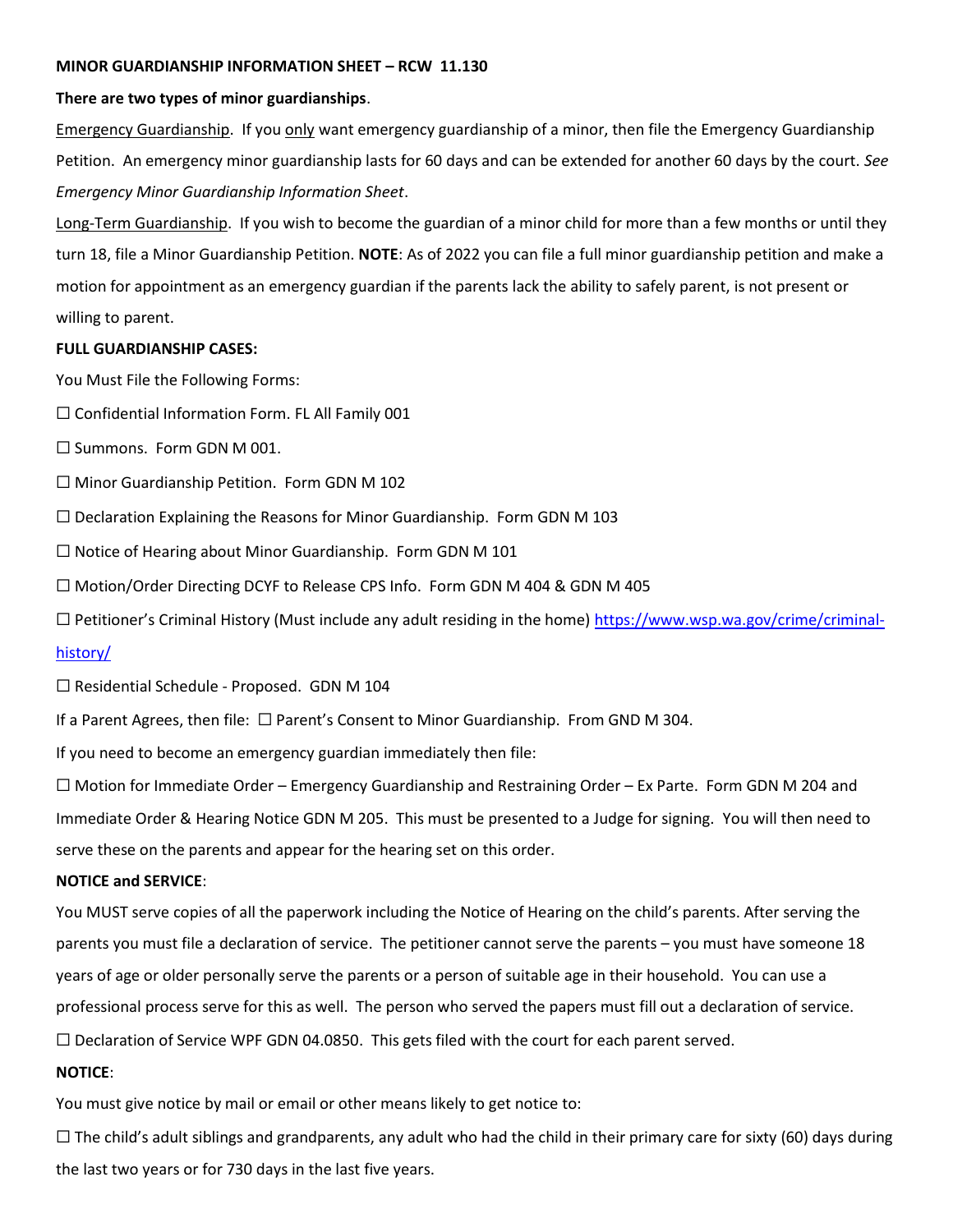**MINOR GUARDIANSHIP INFORMATION SHEET – RCW 11.130**

**There are two types of minor guardianships**.

Emergency Guardianship. If you only want emergency guardianship of a minor, then file the Emergency Guardianship Petition. An emergency minor guardianship lasts for 60 days and can be extended for another 60 days by the court. *See Emergency Minor Guardianship Information Sheet*.

Long-Term Guardianship. If you wish to become the guardian of a minor child for more than a few months or until they turn 18, file a Minor Guardianship Petition. **NOTE**: As of 2022 you can file a full minor guardianship petition and make a motion for appointment as an emergency guardian if the parents lack the ability to safely parent, is not present or willing to parent.

**FULL GUARDIANSHIP CASES:**

You Must File the Following Forms:

☐ Confidential Information Form. FL All Family 001

☐ Summons. Form GDN M 001.

☐ Minor Guardianship Petition. Form GDN M 102

☐ Declaration Explaining the Reasons for Minor Guardianship. Form GDN M 103

☐ Notice of Hearing about Minor Guardianship. Form GDN M 101

☐ Motion/Order Directing DCYF to Release CPS Info. Form GDN M 404 & GDN M 405

☐ Petitioner's Criminal History (Must include any adult residing in the home) https://www.wsp.wa.gov/crime/criminal-history/

☐ Residential Schedule - Proposed. GDN M 104

If a Parent Agrees, then file: ☐ Parent's Consent to Minor Guardianship. From GND M 304.

If you need to become an emergency guardian immediately then file:

☐ Motion for Immediate Order – Emergency Guardianship and Restraining Order – Ex Parte. Form GDN M 204 and Immediate Order & Hearing Notice GDN M 205. This must be presented to a Judge for signing. You will then need to serve these on the parents and appear for the hearing set on this order.

**NOTICE and SERVICE**:

You MUST serve copies of all the paperwork including the Notice of Hearing on the child's parents. After serving the parents you must file a declaration of service. The petitioner cannot serve the parents – you must have someone 18 years of age or older personally serve the parents or a person of suitable age in their household. You can use a professional process serve for this as well. The person who served the papers must fill out a declaration of service.

☐ Declaration of Service WPF GDN 04.0850. This gets filed with the court for each parent served.

**NOTICE**:

You must give notice by mail or email or other means likely to get notice to:

☐ The child's adult siblings and grandparents, any adult who had the child in their primary care for sixty (60) days during the last two years or for 730 days in the last five years.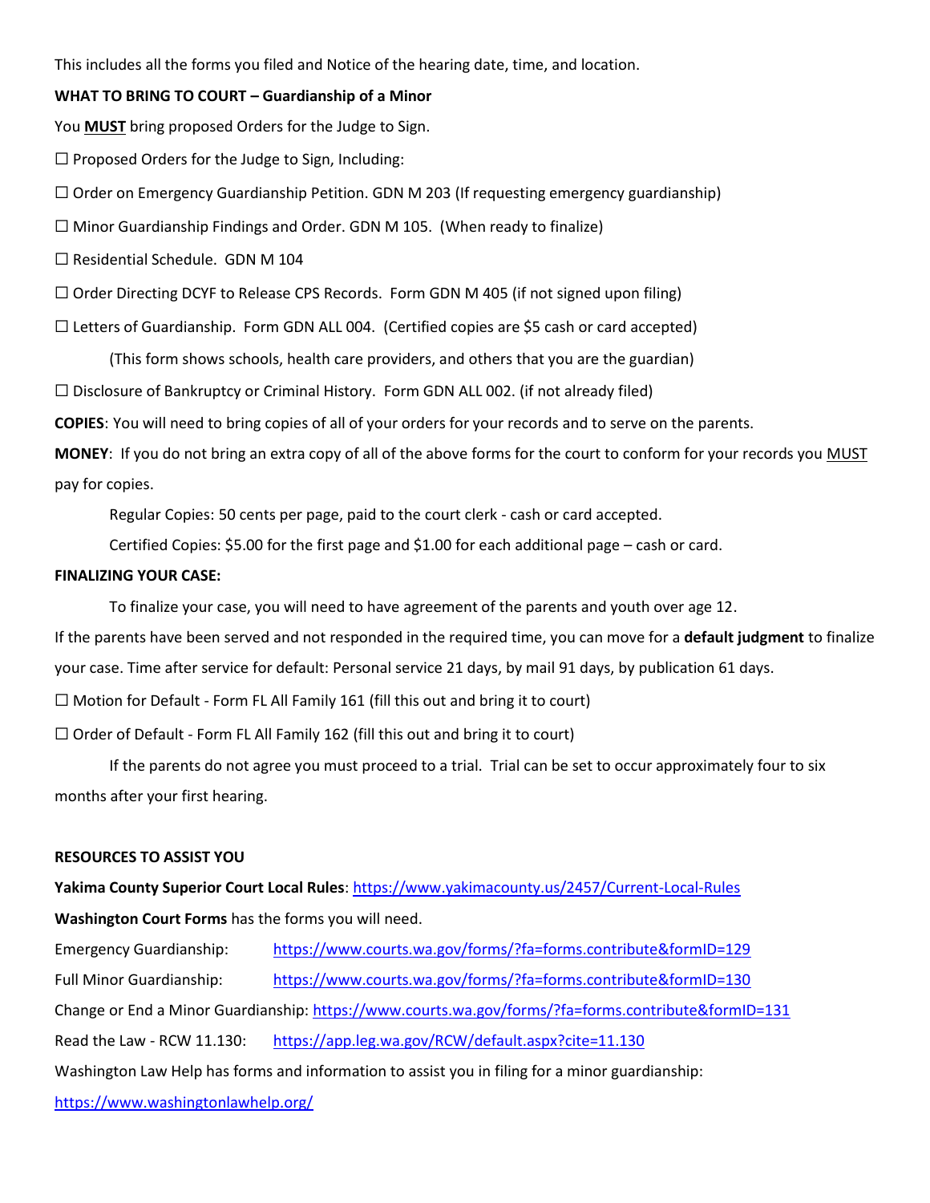This includes all the forms you filed and Notice of the hearing date, time, and location.

**WHAT TO BRING TO COURT – Guardianship of a Minor**

You **MUST** bring proposed Orders for the Judge to Sign.

☐ Proposed Orders for the Judge to Sign, Including:

☐ Order on Emergency Guardianship Petition. GDN M 203 (If requesting emergency guardianship)

☐ Minor Guardianship Findings and Order. GDN M 105. (When ready to finalize)

☐ Residential Schedule. GDN M 104

☐ Order Directing DCYF to Release CPS Records. Form GDN M 405 (if not signed upon filing)

☐ Letters of Guardianship. Form GDN ALL 004. (Certified copies are $5 cash or card accepted)

(This form shows schools, health care providers, and others that you are the guardian)

☐ Disclosure of Bankruptcy or Criminal History. Form GDN ALL 002. (if not already filed)

**COPIES**: You will need to bring copies of all of your orders for your records and to serve on the parents.

**MONEY**: If you do not bring an extra copy of all of the above forms for the court to conform for your records you MUST pay for copies.

Regular Copies: 50 cents per page, paid to the court clerk - cash or card accepted.

Certified Copies: $5.00 for the first page and $1.00 for each additional page – cash or card.

**FINALIZING YOUR CASE:**

To finalize your case, you will need to have agreement of the parents and youth over age 12.

If the parents have been served and not responded in the required time, you can move for a **default judgment** to finalize your case. Time after service for default: Personal service 21 days, by mail 91 days, by publication 61 days.

☐ Motion for Default - Form FL All Family 161 (fill this out and bring it to court)

☐ Order of Default - Form FL All Family 162 (fill this out and bring it to court)

If the parents do not agree you must proceed to a trial. Trial can be set to occur approximately four to six months after your first hearing.

**RESOURCES TO ASSIST YOU**

**Yakima County Superior Court Local Rules**: https://www.yakimacounty.us/2457/Current-Local-Rules

**Washington Court Forms** has the forms you will need.

Emergency Guardianship: https://www.courts.wa.gov/forms/?fa=forms.contribute&formID=129

Full Minor Guardianship: https://www.courts.wa.gov/forms/?fa=forms.contribute&formID=130

Change or End a Minor Guardianship: https://www.courts.wa.gov/forms/?fa=forms.contribute&formID=131

Read the Law - RCW 11.130: https://app.leg.wa.gov/RCW/default.aspx?cite=11.130

Washington Law Help has forms and information to assist you in filing for a minor guardianship:

https://www.washingtonlawhelp.org/